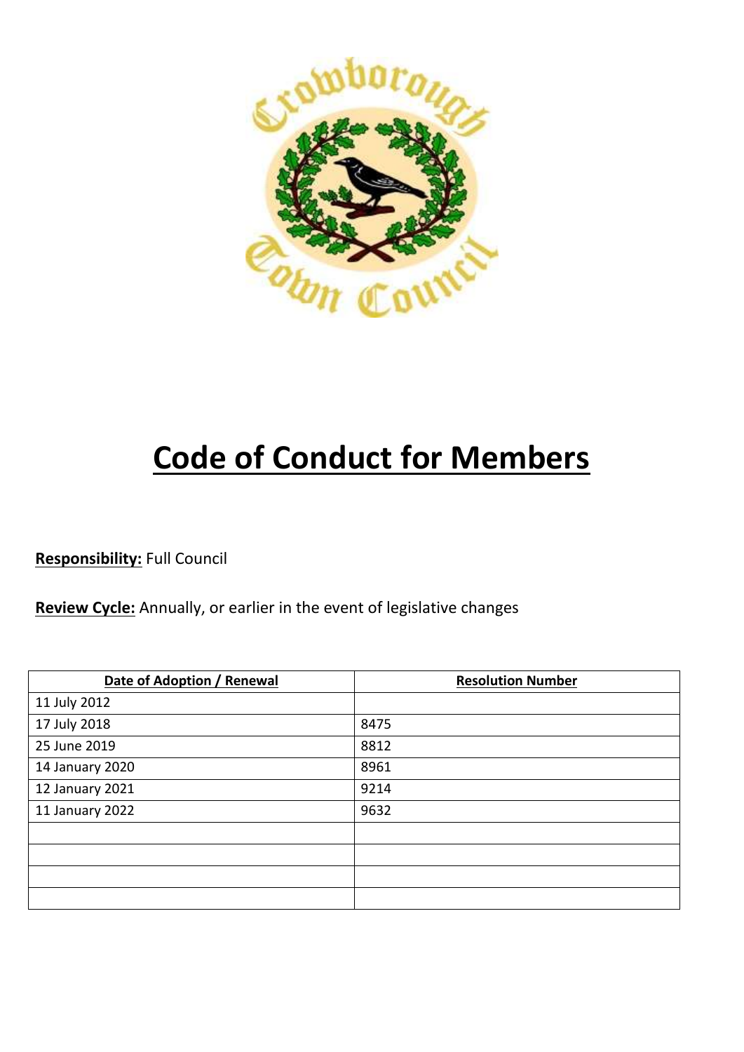# Code of Conduct for Members

**Responsibility:** Full Council

**Review Cycle:** Annually, or earlier in the event of legislative changes

| Date of Adoption / Renewal | Resolution Number |
|---|---|
| 11 July 2012 | |
| 17 July 2018 | 8475 |
| 25 June 2019 | 8812 |
| 14 January 2020 | 8961 |
| 12 January 2021 | 9214 |
| 11 January 2022 | 9632 |
| | |
| | |
| | |
| | |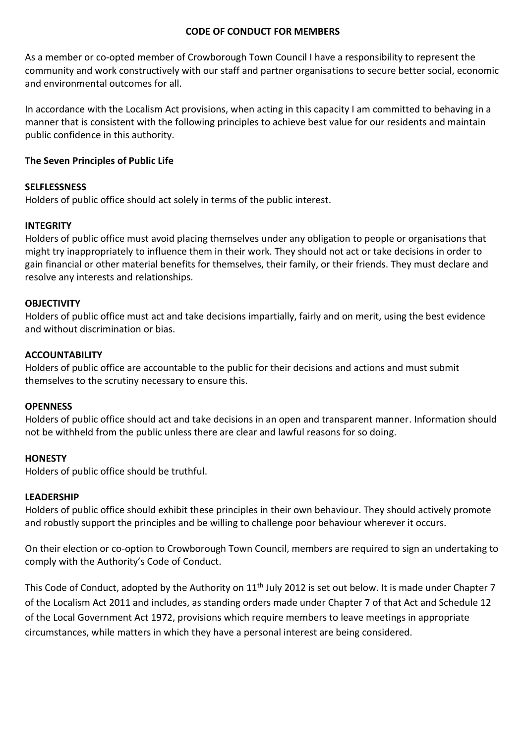## CODE OF CONDUCT FOR MEMBERS

As a member or co-opted member of Crowborough Town Council I have a responsibility to represent the community and work constructively with our staff and partner organisations to secure better social, economic and environmental outcomes for all.

In accordance with the Localism Act provisions, when acting in this capacity I am committed to behaving in a manner that is consistent with the following principles to achieve best value for our residents and maintain public confidence in this authority.

### The Seven Principles of Public Life

**SELFLESSNESS**
Holders of public office should act solely in terms of the public interest.

**INTEGRITY**
Holders of public office must avoid placing themselves under any obligation to people or organisations that might try inappropriately to influence them in their work. They should not act or take decisions in order to gain financial or other material benefits for themselves, their family, or their friends. They must declare and resolve any interests and relationships.

**OBJECTIVITY**
Holders of public office must act and take decisions impartially, fairly and on merit, using the best evidence and without discrimination or bias.

**ACCOUNTABILITY**
Holders of public office are accountable to the public for their decisions and actions and must submit themselves to the scrutiny necessary to ensure this.

**OPENNESS**
Holders of public office should act and take decisions in an open and transparent manner. Information should not be withheld from the public unless there are clear and lawful reasons for so doing.

**HONESTY**
Holders of public office should be truthful.

**LEADERSHIP**
Holders of public office should exhibit these principles in their own behaviour. They should actively promote and robustly support the principles and be willing to challenge poor behaviour wherever it occurs.

On their election or co-option to Crowborough Town Council, members are required to sign an undertaking to comply with the Authority's Code of Conduct.

This Code of Conduct, adopted by the Authority on 11th July 2012 is set out below. It is made under Chapter 7 of the Localism Act 2011 and includes, as standing orders made under Chapter 7 of that Act and Schedule 12 of the Local Government Act 1972, provisions which require members to leave meetings in appropriate circumstances, while matters in which they have a personal interest are being considered.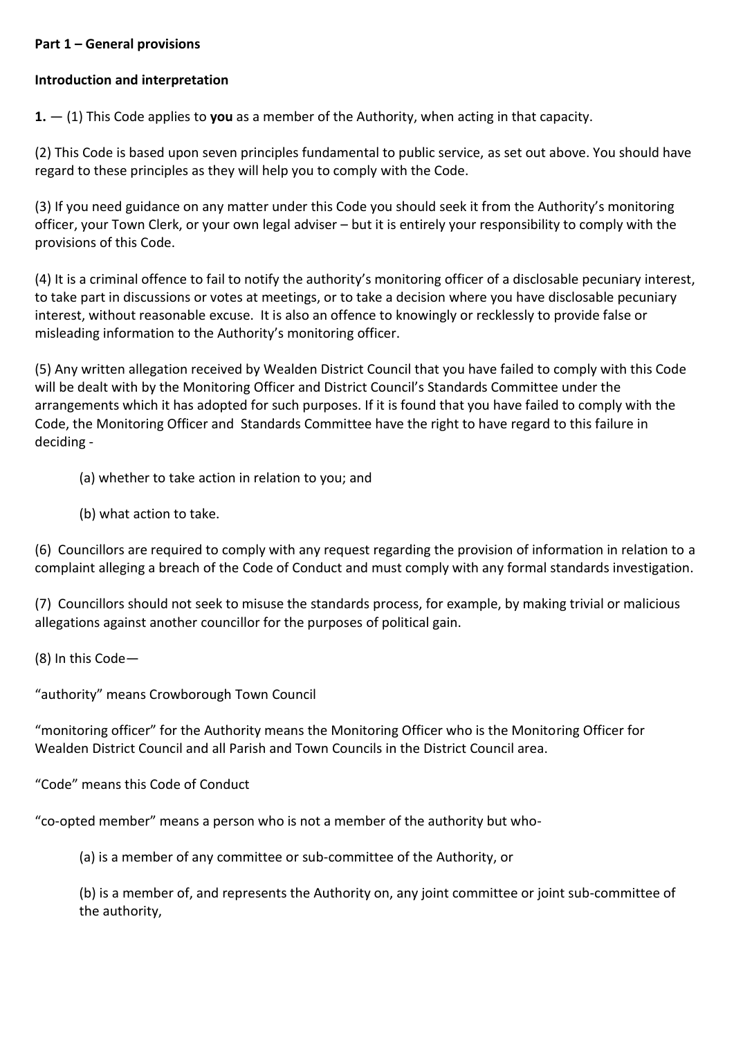**Part 1 – General provisions**

**Introduction and interpretation**

**1.** — (1) This Code applies to **you** as a member of the Authority, when acting in that capacity.

(2) This Code is based upon seven principles fundamental to public service, as set out above. You should have regard to these principles as they will help you to comply with the Code.

(3) If you need guidance on any matter under this Code you should seek it from the Authority's monitoring officer, your Town Clerk, or your own legal adviser – but it is entirely your responsibility to comply with the provisions of this Code.

(4) It is a criminal offence to fail to notify the authority's monitoring officer of a disclosable pecuniary interest, to take part in discussions or votes at meetings, or to take a decision where you have disclosable pecuniary interest, without reasonable excuse. It is also an offence to knowingly or recklessly to provide false or misleading information to the Authority's monitoring officer.

(5) Any written allegation received by Wealden District Council that you have failed to comply with this Code will be dealt with by the Monitoring Officer and District Council's Standards Committee under the arrangements which it has adopted for such purposes. If it is found that you have failed to comply with the Code, the Monitoring Officer and Standards Committee have the right to have regard to this failure in deciding -

> (a) whether to take action in relation to you; and
>
> (b) what action to take.

(6) Councillors are required to comply with any request regarding the provision of information in relation to a complaint alleging a breach of the Code of Conduct and must comply with any formal standards investigation.

(7) Councillors should not seek to misuse the standards process, for example, by making trivial or malicious allegations against another councillor for the purposes of political gain.

(8) In this Code—

"authority" means Crowborough Town Council

"monitoring officer" for the Authority means the Monitoring Officer who is the Monitoring Officer for Wealden District Council and all Parish and Town Councils in the District Council area.

"Code" means this Code of Conduct

"co-opted member" means a person who is not a member of the authority but who-

> (a) is a member of any committee or sub-committee of the Authority, or
>
> (b) is a member of, and represents the Authority on, any joint committee or joint sub-committee of the authority,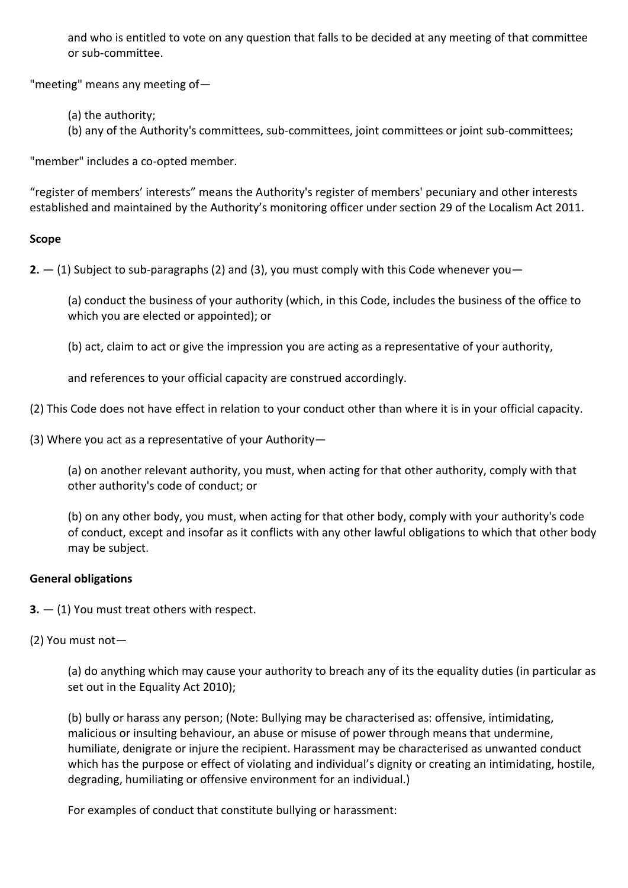and who is entitled to vote on any question that falls to be decided at any meeting of that committee or sub-committee.

"meeting" means any meeting of—

(a) the authority;
(b) any of the Authority's committees, sub-committees, joint committees or joint sub-committees;

"member" includes a co-opted member.

"register of members' interests" means the Authority's register of members' pecuniary and other interests established and maintained by the Authority's monitoring officer under section 29 of the Localism Act 2011.

**Scope**

**2.** — (1) Subject to sub-paragraphs (2) and (3), you must comply with this Code whenever you—

(a) conduct the business of your authority (which, in this Code, includes the business of the office to which you are elected or appointed); or

(b) act, claim to act or give the impression you are acting as a representative of your authority,

and references to your official capacity are construed accordingly.

(2) This Code does not have effect in relation to your conduct other than where it is in your official capacity.

(3) Where you act as a representative of your Authority—

(a) on another relevant authority, you must, when acting for that other authority, comply with that other authority's code of conduct; or

(b) on any other body, you must, when acting for that other body, comply with your authority's code of conduct, except and insofar as it conflicts with any other lawful obligations to which that other body may be subject.

**General obligations**

**3.** — (1) You must treat others with respect.

(2) You must not—

(a) do anything which may cause your authority to breach any of its the equality duties (in particular as set out in the Equality Act 2010);

(b) bully or harass any person; (Note: Bullying may be characterised as: offensive, intimidating, malicious or insulting behaviour, an abuse or misuse of power through means that undermine, humiliate, denigrate or injure the recipient. Harassment may be characterised as unwanted conduct which has the purpose or effect of violating and individual's dignity or creating an intimidating, hostile, degrading, humiliating or offensive environment for an individual.)

For examples of conduct that constitute bullying or harassment: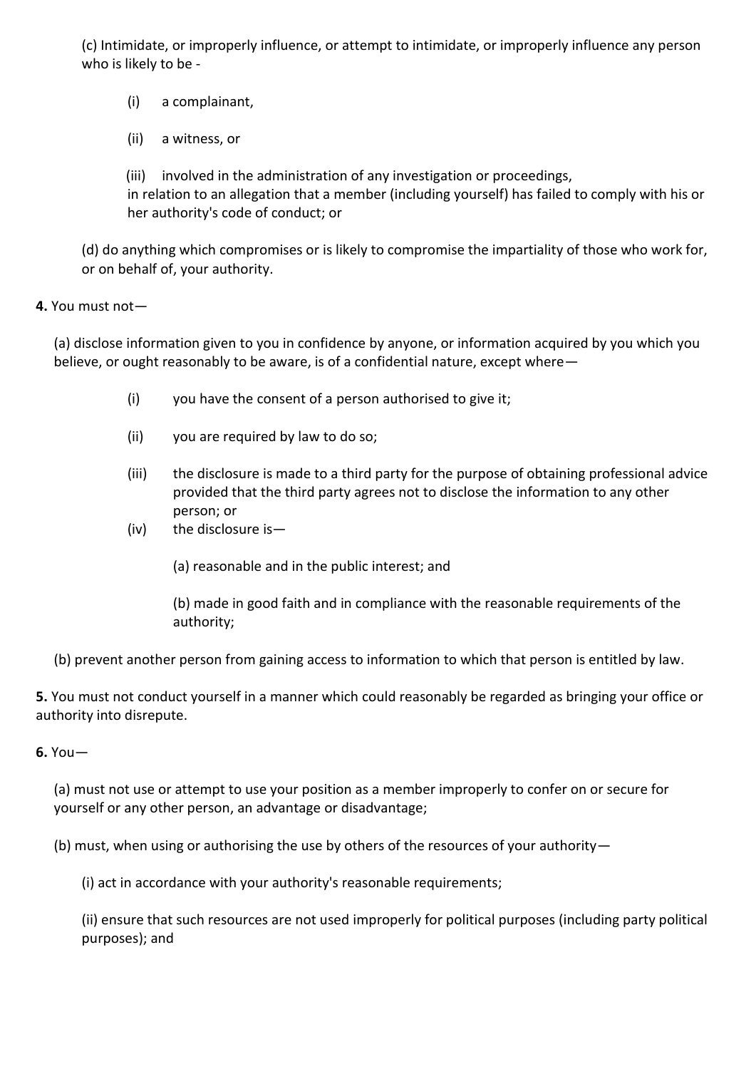(c) Intimidate, or improperly influence, or attempt to intimidate, or improperly influence any person who is likely to be -

- (i) a complainant,
- (ii) a witness, or
- (iii) involved in the administration of any investigation or proceedings,

in relation to an allegation that a member (including yourself) has failed to comply with his or her authority's code of conduct; or

(d) do anything which compromises or is likely to compromise the impartiality of those who work for, or on behalf of, your authority.

**4.** You must not—

(a) disclose information given to you in confidence by anyone, or information acquired by you which you believe, or ought reasonably to be aware, is of a confidential nature, except where—

- (i) you have the consent of a person authorised to give it;
- (ii) you are required by law to do so;
- (iii) the disclosure is made to a third party for the purpose of obtaining professional advice provided that the third party agrees not to disclose the information to any other person; or
- (iv) the disclosure is—

  (a) reasonable and in the public interest; and

  (b) made in good faith and in compliance with the reasonable requirements of the authority;

(b) prevent another person from gaining access to information to which that person is entitled by law.

**5.** You must not conduct yourself in a manner which could reasonably be regarded as bringing your office or authority into disrepute.

**6.** You—

(a) must not use or attempt to use your position as a member improperly to confer on or secure for yourself or any other person, an advantage or disadvantage;

(b) must, when using or authorising the use by others of the resources of your authority—

(i) act in accordance with your authority's reasonable requirements;

(ii) ensure that such resources are not used improperly for political purposes (including party political purposes); and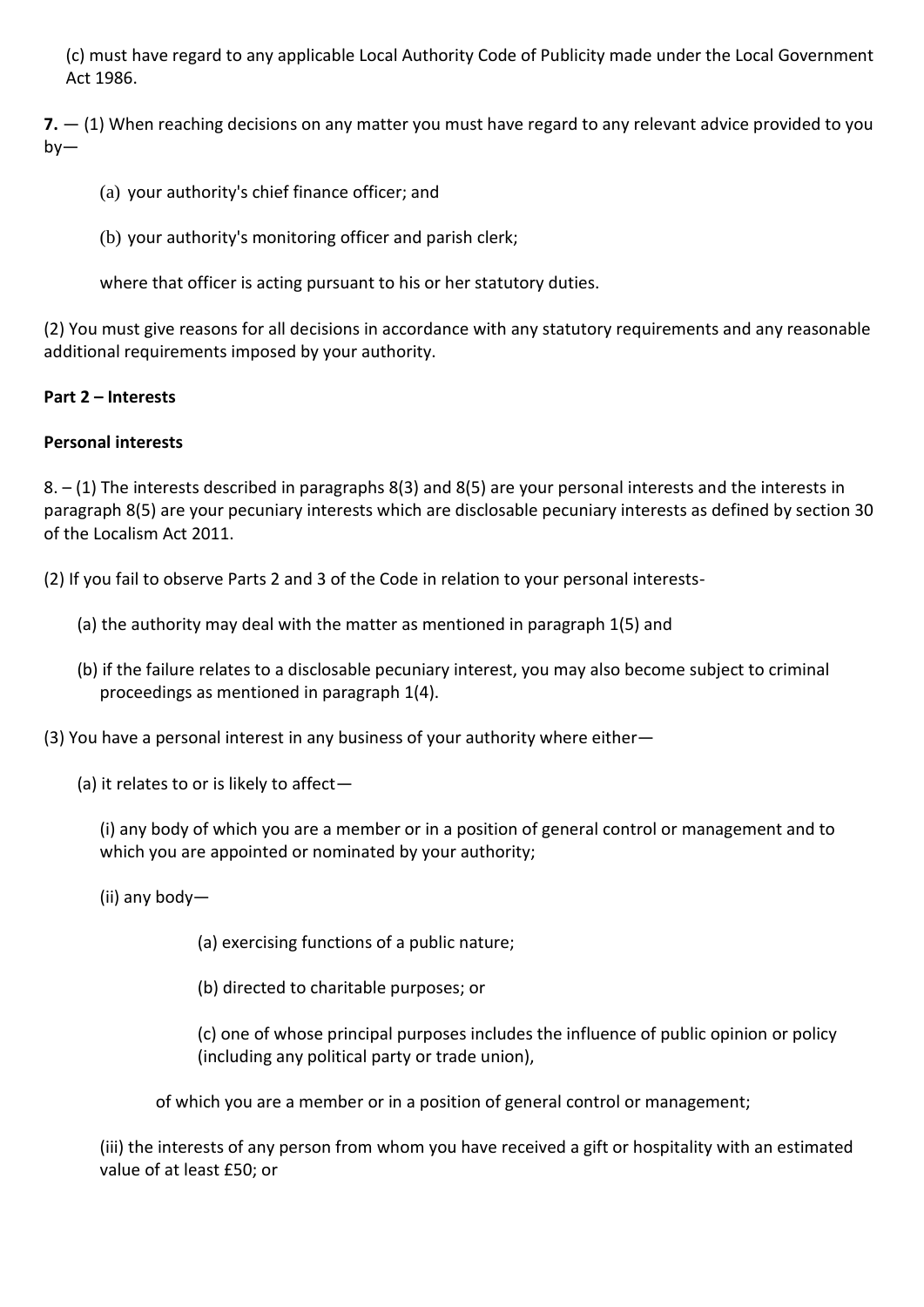(c) must have regard to any applicable Local Authority Code of Publicity made under the Local Government Act 1986.

**7.** — (1) When reaching decisions on any matter you must have regard to any relevant advice provided to you by—

(a) your authority's chief finance officer; and

(b) your authority's monitoring officer and parish clerk;

where that officer is acting pursuant to his or her statutory duties.

(2) You must give reasons for all decisions in accordance with any statutory requirements and any reasonable additional requirements imposed by your authority.

**Part 2 – Interests**

**Personal interests**

8. – (1) The interests described in paragraphs 8(3) and 8(5) are your personal interests and the interests in paragraph 8(5) are your pecuniary interests which are disclosable pecuniary interests as defined by section 30 of the Localism Act 2011.

(2) If you fail to observe Parts 2 and 3 of the Code in relation to your personal interests-

(a) the authority may deal with the matter as mentioned in paragraph 1(5) and

(b) if the failure relates to a disclosable pecuniary interest, you may also become subject to criminal proceedings as mentioned in paragraph 1(4).

(3) You have a personal interest in any business of your authority where either—

(a) it relates to or is likely to affect—

(i) any body of which you are a member or in a position of general control or management and to which you are appointed or nominated by your authority;

(ii) any body—

(a) exercising functions of a public nature;

(b) directed to charitable purposes; or

(c) one of whose principal purposes includes the influence of public opinion or policy (including any political party or trade union),

of which you are a member or in a position of general control or management;

(iii) the interests of any person from whom you have received a gift or hospitality with an estimated value of at least £50; or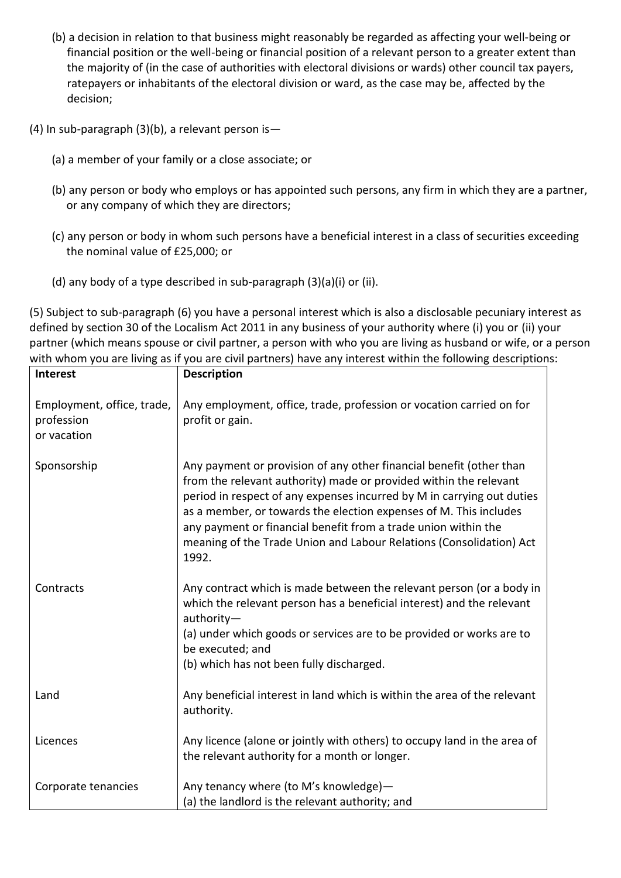(b) a decision in relation to that business might reasonably be regarded as affecting your well-being or financial position or the well-being or financial position of a relevant person to a greater extent than the majority of (in the case of authorities with electoral divisions or wards) other council tax payers, ratepayers or inhabitants of the electoral division or ward, as the case may be, affected by the decision;

(4) In sub-paragraph (3)(b), a relevant person is—

(a) a member of your family or a close associate; or

(b) any person or body who employs or has appointed such persons, any firm in which they are a partner, or any company of which they are directors;

(c) any person or body in whom such persons have a beneficial interest in a class of securities exceeding the nominal value of £25,000; or

(d) any body of a type described in sub-paragraph (3)(a)(i) or (ii).

(5) Subject to sub-paragraph (6) you have a personal interest which is also a disclosable pecuniary interest as defined by section 30 of the Localism Act 2011 in any business of your authority where (i) you or (ii) your partner (which means spouse or civil partner, a person with who you are living as husband or wife, or a person with whom you are living as if you are civil partners) have any interest within the following descriptions:

| Interest | Description |
| --- | --- |
| Employment, office, trade, profession or vacation | Any employment, office, trade, profession or vocation carried on for profit or gain. |
| Sponsorship | Any payment or provision of any other financial benefit (other than from the relevant authority) made or provided within the relevant period in respect of any expenses incurred by M in carrying out duties as a member, or towards the election expenses of M. This includes any payment or financial benefit from a trade union within the meaning of the Trade Union and Labour Relations (Consolidation) Act 1992. |
| Contracts | Any contract which is made between the relevant person (or a body in which the relevant person has a beneficial interest) and the relevant authority—<br>(a) under which goods or services are to be provided or works are to be executed; and<br>(b) which has not been fully discharged. |
| Land | Any beneficial interest in land which is within the area of the relevant authority. |
| Licences | Any licence (alone or jointly with others) to occupy land in the area of the relevant authority for a month or longer. |
| Corporate tenancies | Any tenancy where (to M's knowledge)—<br>(a) the landlord is the relevant authority; and |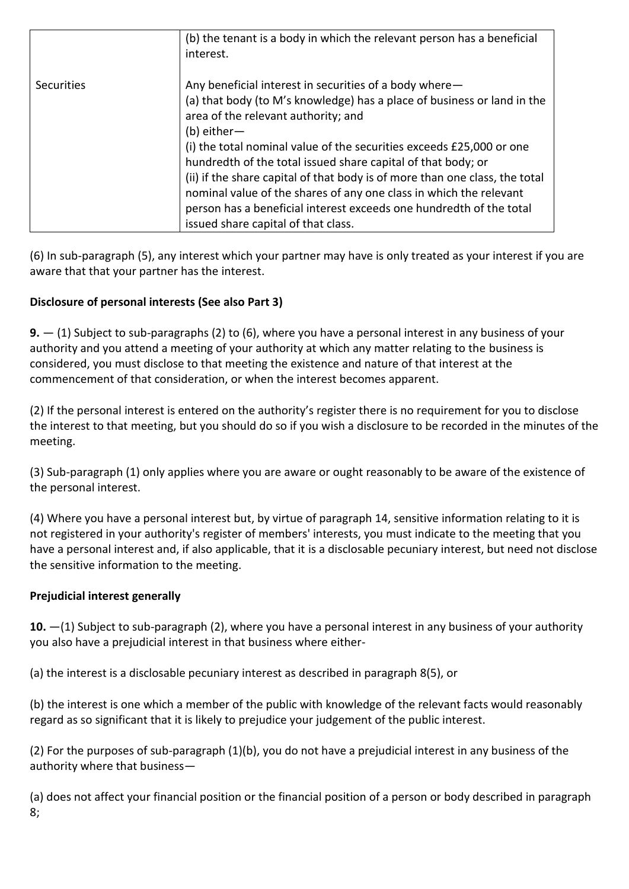| | |
|---|---|
| | (b) the tenant is a body in which the relevant person has a beneficial interest. |
| Securities | Any beneficial interest in securities of a body where—<br>(a) that body (to M's knowledge) has a place of business or land in the area of the relevant authority; and<br>(b) either—<br>(i) the total nominal value of the securities exceeds £25,000 or one hundredth of the total issued share capital of that body; or<br>(ii) if the share capital of that body is of more than one class, the total nominal value of the shares of any one class in which the relevant person has a beneficial interest exceeds one hundredth of the total issued share capital of that class. |

(6) In sub-paragraph (5), any interest which your partner may have is only treated as your interest if you are aware that that your partner has the interest.

**Disclosure of personal interests (See also Part 3)**

**9.** — (1) Subject to sub-paragraphs (2) to (6), where you have a personal interest in any business of your authority and you attend a meeting of your authority at which any matter relating to the business is considered, you must disclose to that meeting the existence and nature of that interest at the commencement of that consideration, or when the interest becomes apparent.

(2) If the personal interest is entered on the authority's register there is no requirement for you to disclose the interest to that meeting, but you should do so if you wish a disclosure to be recorded in the minutes of the meeting.

(3) Sub-paragraph (1) only applies where you are aware or ought reasonably to be aware of the existence of the personal interest.

(4) Where you have a personal interest but, by virtue of paragraph 14, sensitive information relating to it is not registered in your authority's register of members' interests, you must indicate to the meeting that you have a personal interest and, if also applicable, that it is a disclosable pecuniary interest, but need not disclose the sensitive information to the meeting.

**Prejudicial interest generally**

**10.** —(1) Subject to sub-paragraph (2), where you have a personal interest in any business of your authority you also have a prejudicial interest in that business where either-

(a) the interest is a disclosable pecuniary interest as described in paragraph 8(5), or

(b) the interest is one which a member of the public with knowledge of the relevant facts would reasonably regard as so significant that it is likely to prejudice your judgement of the public interest.

(2) For the purposes of sub-paragraph (1)(b), you do not have a prejudicial interest in any business of the authority where that business—

(a) does not affect your financial position or the financial position of a person or body described in paragraph 8;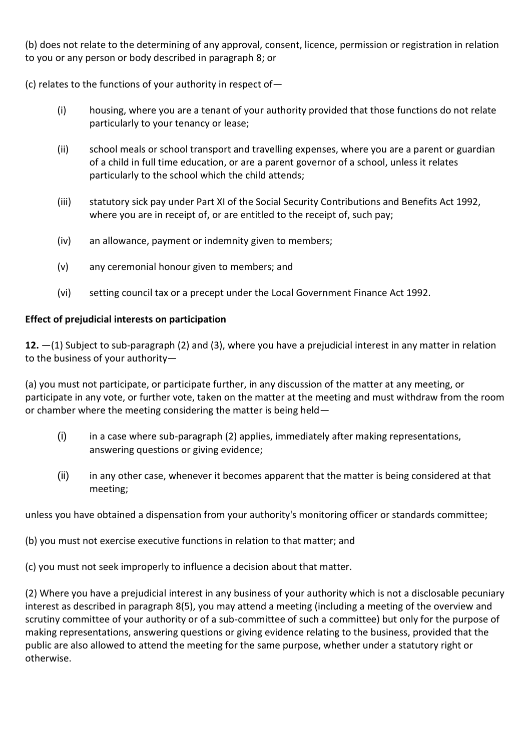(b) does not relate to the determining of any approval, consent, licence, permission or registration in relation to you or any person or body described in paragraph 8; or

(c) relates to the functions of your authority in respect of—

- (i) housing, where you are a tenant of your authority provided that those functions do not relate particularly to your tenancy or lease;
- (ii) school meals or school transport and travelling expenses, where you are a parent or guardian of a child in full time education, or are a parent governor of a school, unless it relates particularly to the school which the child attends;
- (iii) statutory sick pay under Part XI of the Social Security Contributions and Benefits Act 1992, where you are in receipt of, or are entitled to the receipt of, such pay;
- (iv) an allowance, payment or indemnity given to members;
- (v) any ceremonial honour given to members; and
- (vi) setting council tax or a precept under the Local Government Finance Act 1992.

**Effect of prejudicial interests on participation**

**12.** —(1) Subject to sub-paragraph (2) and (3), where you have a prejudicial interest in any matter in relation to the business of your authority—

(a) you must not participate, or participate further, in any discussion of the matter at any meeting, or participate in any vote, or further vote, taken on the matter at the meeting and must withdraw from the room or chamber where the meeting considering the matter is being held—

- (i) in a case where sub-paragraph (2) applies, immediately after making representations, answering questions or giving evidence;
- (ii) in any other case, whenever it becomes apparent that the matter is being considered at that meeting;

unless you have obtained a dispensation from your authority's monitoring officer or standards committee;

(b) you must not exercise executive functions in relation to that matter; and

(c) you must not seek improperly to influence a decision about that matter.

(2) Where you have a prejudicial interest in any business of your authority which is not a disclosable pecuniary interest as described in paragraph 8(5), you may attend a meeting (including a meeting of the overview and scrutiny committee of your authority or of a sub-committee of such a committee) but only for the purpose of making representations, answering questions or giving evidence relating to the business, provided that the public are also allowed to attend the meeting for the same purpose, whether under a statutory right or otherwise.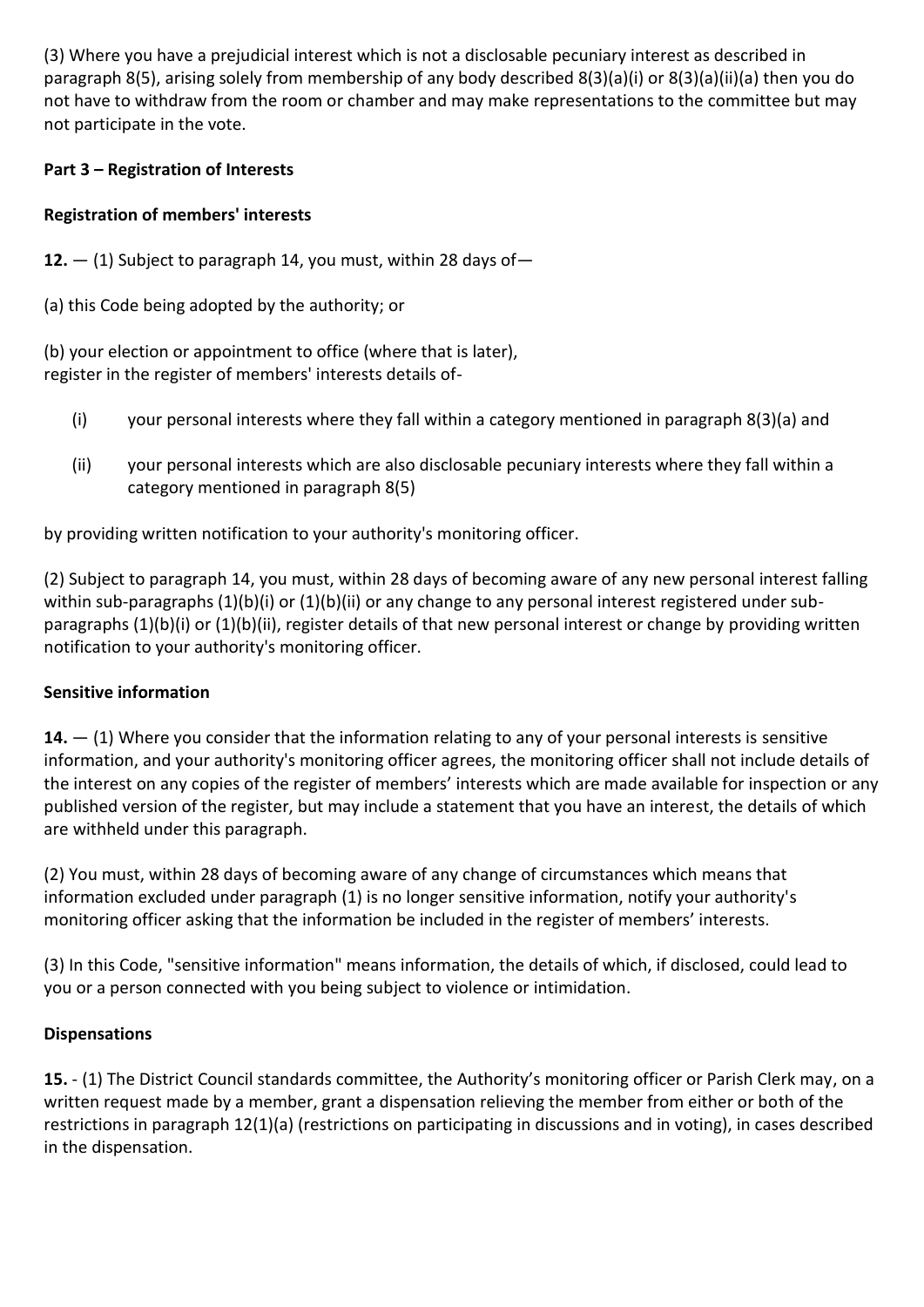(3) Where you have a prejudicial interest which is not a disclosable pecuniary interest as described in paragraph 8(5), arising solely from membership of any body described 8(3)(a)(i) or 8(3)(a)(ii)(a) then you do not have to withdraw from the room or chamber and may make representations to the committee but may not participate in the vote.

**Part 3 – Registration of Interests**

**Registration of members' interests**

**12.** — (1) Subject to paragraph 14, you must, within 28 days of—

(a) this Code being adopted by the authority; or

(b) your election or appointment to office (where that is later),
register in the register of members' interests details of-

(i) your personal interests where they fall within a category mentioned in paragraph 8(3)(a) and

(ii) your personal interests which are also disclosable pecuniary interests where they fall within a category mentioned in paragraph 8(5)

by providing written notification to your authority's monitoring officer.

(2) Subject to paragraph 14, you must, within 28 days of becoming aware of any new personal interest falling within sub-paragraphs (1)(b)(i) or (1)(b)(ii) or any change to any personal interest registered under sub-paragraphs (1)(b)(i) or (1)(b)(ii), register details of that new personal interest or change by providing written notification to your authority's monitoring officer.

**Sensitive information**

**14.** — (1) Where you consider that the information relating to any of your personal interests is sensitive information, and your authority's monitoring officer agrees, the monitoring officer shall not include details of the interest on any copies of the register of members' interests which are made available for inspection or any published version of the register, but may include a statement that you have an interest, the details of which are withheld under this paragraph.

(2) You must, within 28 days of becoming aware of any change of circumstances which means that information excluded under paragraph (1) is no longer sensitive information, notify your authority's monitoring officer asking that the information be included in the register of members' interests.

(3) In this Code, "sensitive information" means information, the details of which, if disclosed, could lead to you or a person connected with you being subject to violence or intimidation.

**Dispensations**

**15.** - (1) The District Council standards committee, the Authority's monitoring officer or Parish Clerk may, on a written request made by a member, grant a dispensation relieving the member from either or both of the restrictions in paragraph 12(1)(a) (restrictions on participating in discussions and in voting), in cases described in the dispensation.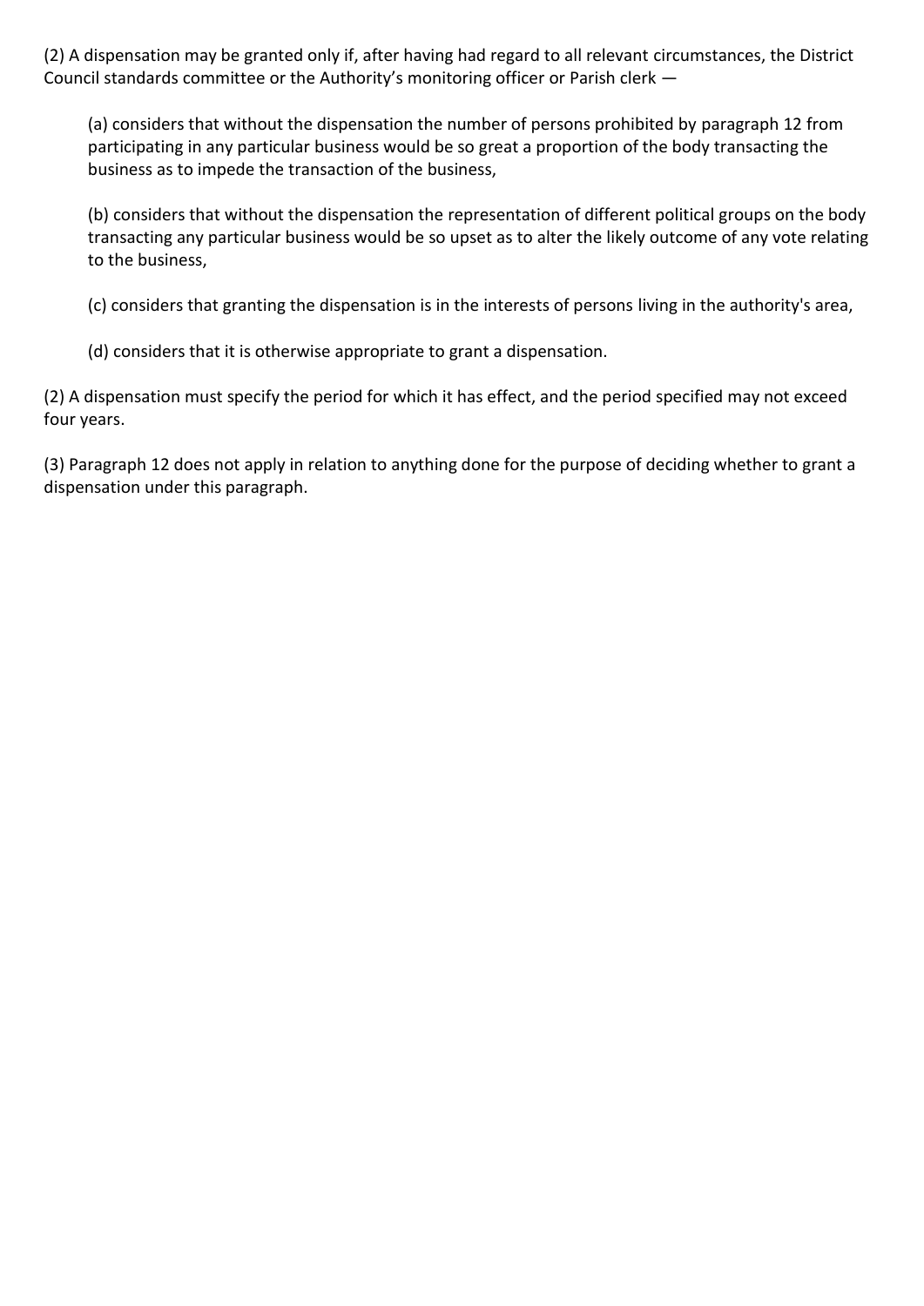(2) A dispensation may be granted only if, after having had regard to all relevant circumstances, the District Council standards committee or the Authority's monitoring officer or Parish clerk —

(a) considers that without the dispensation the number of persons prohibited by paragraph 12 from participating in any particular business would be so great a proportion of the body transacting the business as to impede the transaction of the business,

(b) considers that without the dispensation the representation of different political groups on the body transacting any particular business would be so upset as to alter the likely outcome of any vote relating to the business,

(c) considers that granting the dispensation is in the interests of persons living in the authority's area,

(d) considers that it is otherwise appropriate to grant a dispensation.

(2) A dispensation must specify the period for which it has effect, and the period specified may not exceed four years.

(3) Paragraph 12 does not apply in relation to anything done for the purpose of deciding whether to grant a dispensation under this paragraph.